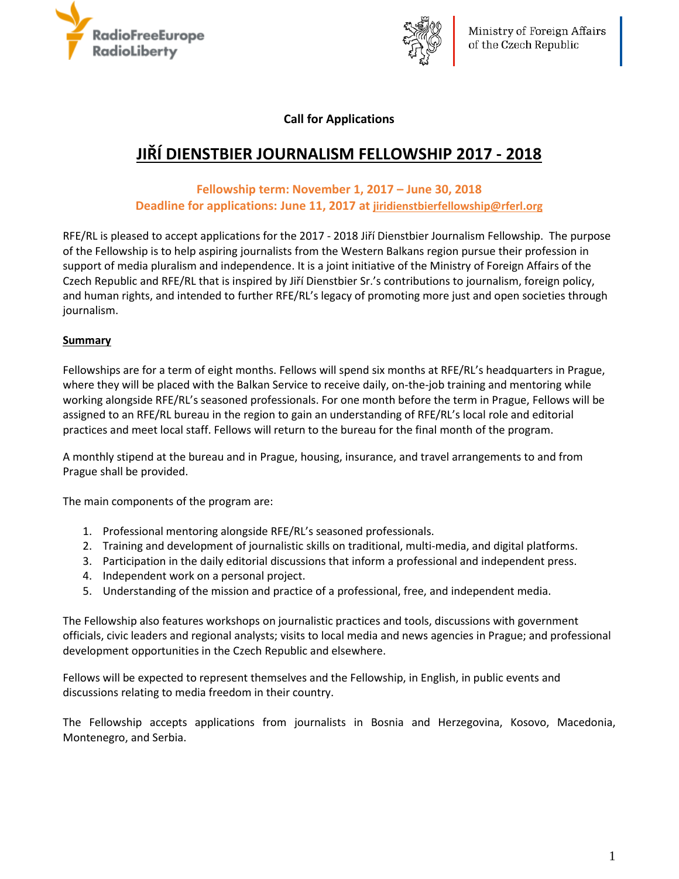RadioFreeEurope RadioLiberty

Ministry of Foreign Affairs of the Czech Republic

**Call for Applications**

# JIŘÍ DIENSTBIER JOURNALISM FELLOWSHIP 2017 - 2018

**Fellowship term: November 1, 2017 – June 30, 2018**
**Deadline for applications: June 11, 2017 at jiridienstbierfellowship@rferl.org**

RFE/RL is pleased to accept applications for the 2017 - 2018 Jiří Dienstbier Journalism Fellowship. The purpose of the Fellowship is to help aspiring journalists from the Western Balkans region pursue their profession in support of media pluralism and independence. It is a joint initiative of the Ministry of Foreign Affairs of the Czech Republic and RFE/RL that is inspired by Jiří Dienstbier Sr.'s contributions to journalism, foreign policy, and human rights, and intended to further RFE/RL's legacy of promoting more just and open societies through journalism.

## Summary

Fellowships are for a term of eight months. Fellows will spend six months at RFE/RL's headquarters in Prague, where they will be placed with the Balkan Service to receive daily, on-the-job training and mentoring while working alongside RFE/RL's seasoned professionals. For one month before the term in Prague, Fellows will be assigned to an RFE/RL bureau in the region to gain an understanding of RFE/RL's local role and editorial practices and meet local staff. Fellows will return to the bureau for the final month of the program.

A monthly stipend at the bureau and in Prague, housing, insurance, and travel arrangements to and from Prague shall be provided.

The main components of the program are:

1. Professional mentoring alongside RFE/RL's seasoned professionals.
2. Training and development of journalistic skills on traditional, multi-media, and digital platforms.
3. Participation in the daily editorial discussions that inform a professional and independent press.
4. Independent work on a personal project.
5. Understanding of the mission and practice of a professional, free, and independent media.

The Fellowship also features workshops on journalistic practices and tools, discussions with government officials, civic leaders and regional analysts; visits to local media and news agencies in Prague; and professional development opportunities in the Czech Republic and elsewhere.

Fellows will be expected to represent themselves and the Fellowship, in English, in public events and discussions relating to media freedom in their country.

The Fellowship accepts applications from journalists in Bosnia and Herzegovina, Kosovo, Macedonia, Montenegro, and Serbia.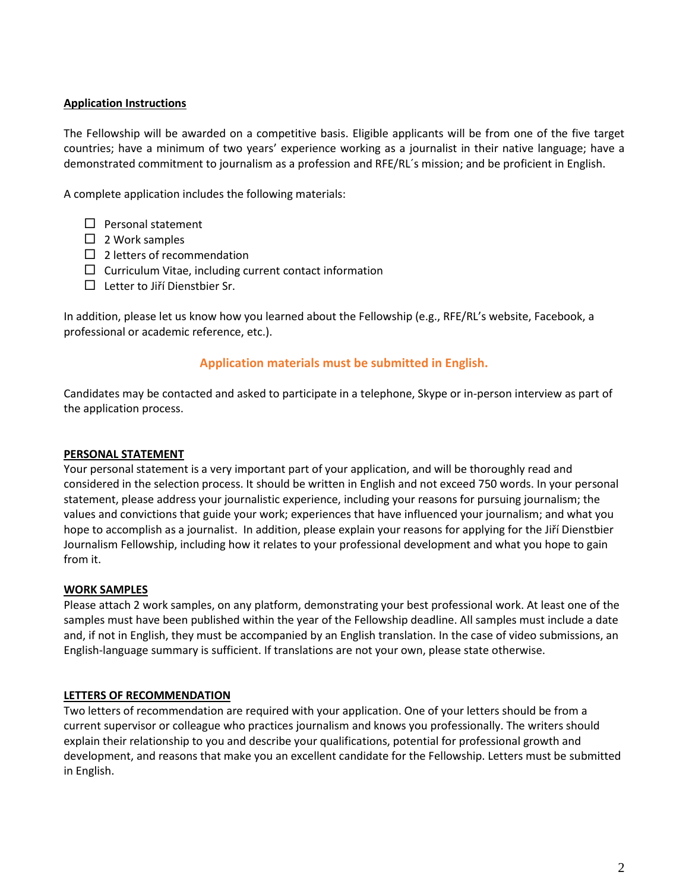**Application Instructions**

The Fellowship will be awarded on a competitive basis. Eligible applicants will be from one of the five target countries; have a minimum of two years' experience working as a journalist in their native language; have a demonstrated commitment to journalism as a profession and RFE/RL´s mission; and be proficient in English.

A complete application includes the following materials:

- ☐ Personal statement
- ☐ 2 Work samples
- ☐ 2 letters of recommendation
- ☐ Curriculum Vitae, including current contact information
- ☐ Letter to Jiří Dienstbier Sr.

In addition, please let us know how you learned about the Fellowship (e.g., RFE/RL's website, Facebook, a professional or academic reference, etc.).

**Application materials must be submitted in English.**

Candidates may be contacted and asked to participate in a telephone, Skype or in-person interview as part of the application process.

**PERSONAL STATEMENT**

Your personal statement is a very important part of your application, and will be thoroughly read and considered in the selection process. It should be written in English and not exceed 750 words. In your personal statement, please address your journalistic experience, including your reasons for pursuing journalism; the values and convictions that guide your work; experiences that have influenced your journalism; and what you hope to accomplish as a journalist. In addition, please explain your reasons for applying for the Jiří Dienstbier Journalism Fellowship, including how it relates to your professional development and what you hope to gain from it.

**WORK SAMPLES**

Please attach 2 work samples, on any platform, demonstrating your best professional work. At least one of the samples must have been published within the year of the Fellowship deadline. All samples must include a date and, if not in English, they must be accompanied by an English translation. In the case of video submissions, an English-language summary is sufficient. If translations are not your own, please state otherwise.

**LETTERS OF RECOMMENDATION**

Two letters of recommendation are required with your application. One of your letters should be from a current supervisor or colleague who practices journalism and knows you professionally. The writers should explain their relationship to you and describe your qualifications, potential for professional growth and development, and reasons that make you an excellent candidate for the Fellowship. Letters must be submitted in English.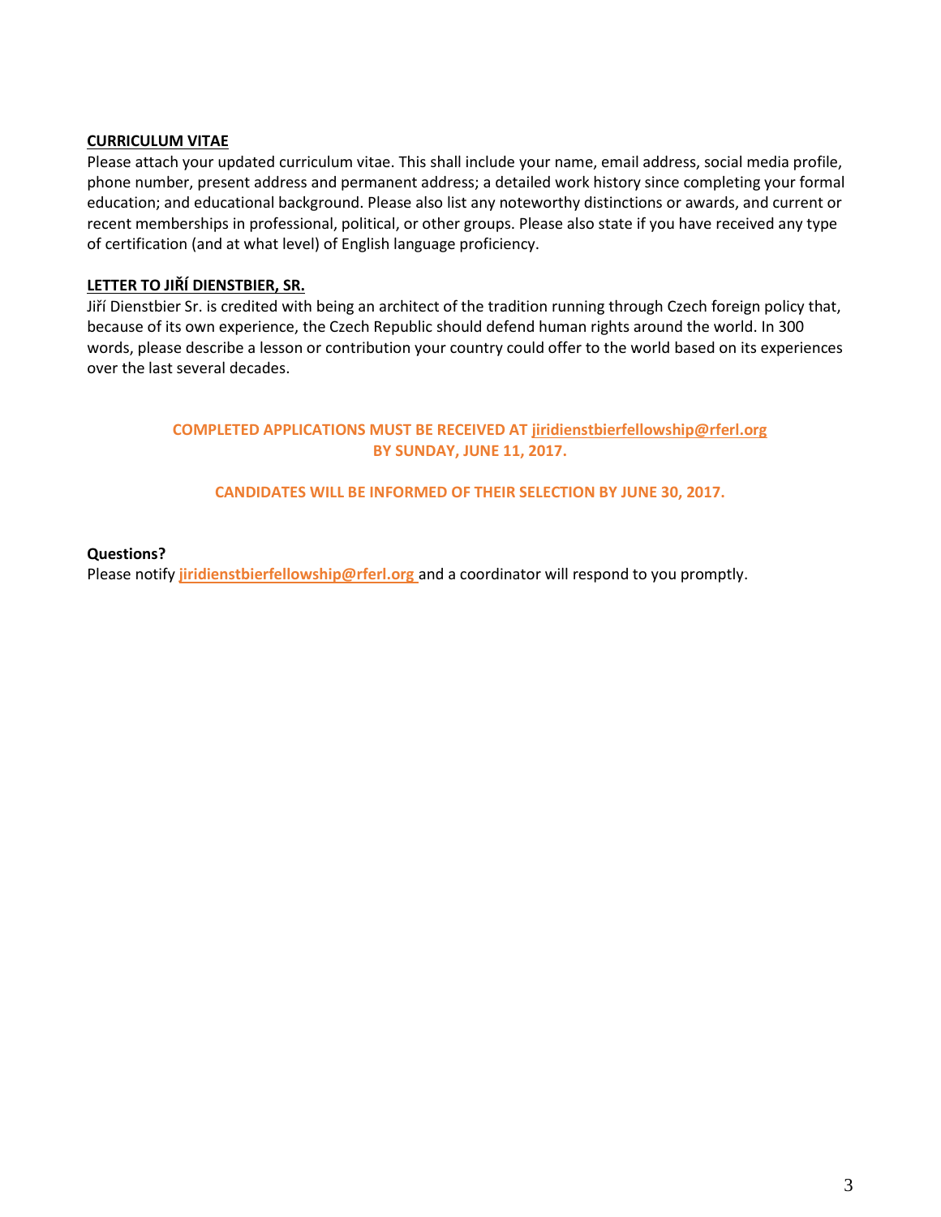## CURRICULUM VITAE

Please attach your updated curriculum vitae. This shall include your name, email address, social media profile, phone number, present address and permanent address; a detailed work history since completing your formal education; and educational background. Please also list any noteworthy distinctions or awards, and current or recent memberships in professional, political, or other groups. Please also state if you have received any type of certification (and at what level) of English language proficiency.

## LETTER TO JIŘÍ DIENSTBIER, SR.

Jiří Dienstbier Sr. is credited with being an architect of the tradition running through Czech foreign policy that, because of its own experience, the Czech Republic should defend human rights around the world. In 300 words, please describe a lesson or contribution your country could offer to the world based on its experiences over the last several decades.

**COMPLETED APPLICATIONS MUST BE RECEIVED AT jiridienstbierfellowship@rferl.org BY SUNDAY, JUNE 11, 2017.**

**CANDIDATES WILL BE INFORMED OF THEIR SELECTION BY JUNE 30, 2017.**

**Questions?**

Please notify **jiridienstbierfellowship@rferl.org** and a coordinator will respond to you promptly.